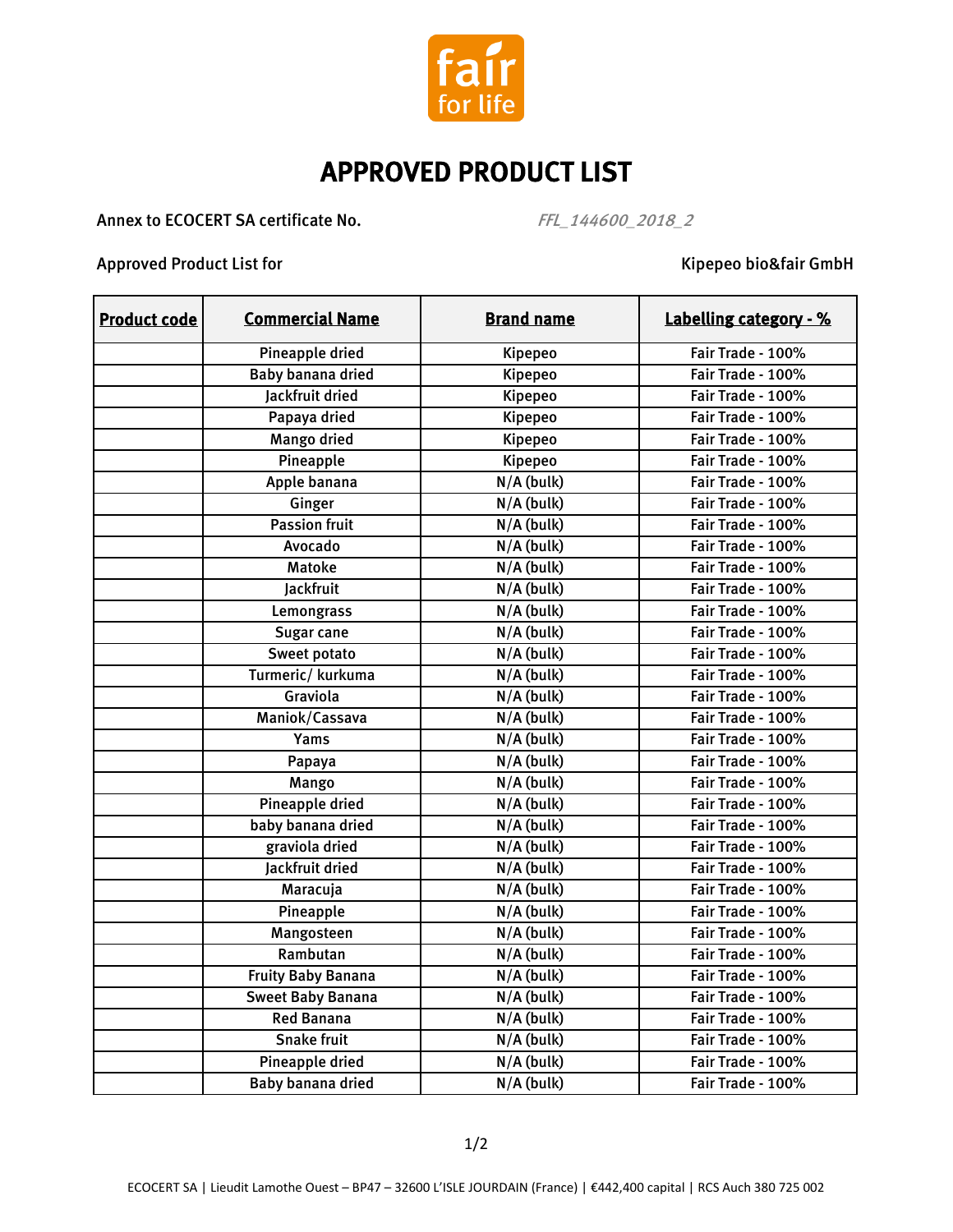fair for life

# APPROVED PRODUCT LIST

Annex to ECOCERT SA certificate No. *FFL_144600_2018_2*

Approved Product List for Kipepeo bio&fair GmbH

| Product code | Commercial Name | Brand name | Labelling category - % |
|---|---|---|---|
| | Pineapple dried | Kipepeo | Fair Trade - 100% |
| | Baby banana dried | Kipepeo | Fair Trade - 100% |
| | Jackfruit dried | Kipepeo | Fair Trade - 100% |
| | Papaya dried | Kipepeo | Fair Trade - 100% |
| | Mango dried | Kipepeo | Fair Trade - 100% |
| | Pineapple | Kipepeo | Fair Trade - 100% |
| | Apple banana | N/A (bulk) | Fair Trade - 100% |
| | Ginger | N/A (bulk) | Fair Trade - 100% |
| | Passion fruit | N/A (bulk) | Fair Trade - 100% |
| | Avocado | N/A (bulk) | Fair Trade - 100% |
| | Matoke | N/A (bulk) | Fair Trade - 100% |
| | Jackfruit | N/A (bulk) | Fair Trade - 100% |
| | Lemongrass | N/A (bulk) | Fair Trade - 100% |
| | Sugar cane | N/A (bulk) | Fair Trade - 100% |
| | Sweet potato | N/A (bulk) | Fair Trade - 100% |
| | Turmeric/ kurkuma | N/A (bulk) | Fair Trade - 100% |
| | Graviola | N/A (bulk) | Fair Trade - 100% |
| | Maniok/Cassava | N/A (bulk) | Fair Trade - 100% |
| | Yams | N/A (bulk) | Fair Trade - 100% |
| | Papaya | N/A (bulk) | Fair Trade - 100% |
| | Mango | N/A (bulk) | Fair Trade - 100% |
| | Pineapple dried | N/A (bulk) | Fair Trade - 100% |
| | baby banana dried | N/A (bulk) | Fair Trade - 100% |
| | graviola dried | N/A (bulk) | Fair Trade - 100% |
| | Jackfruit dried | N/A (bulk) | Fair Trade - 100% |
| | Maracuja | N/A (bulk) | Fair Trade - 100% |
| | Pineapple | N/A (bulk) | Fair Trade - 100% |
| | Mangosteen | N/A (bulk) | Fair Trade - 100% |
| | Rambutan | N/A (bulk) | Fair Trade - 100% |
| | Fruity Baby Banana | N/A (bulk) | Fair Trade - 100% |
| | Sweet Baby Banana | N/A (bulk) | Fair Trade - 100% |
| | Red Banana | N/A (bulk) | Fair Trade - 100% |
| | Snake fruit | N/A (bulk) | Fair Trade - 100% |
| | Pineapple dried | N/A (bulk) | Fair Trade - 100% |
| | Baby banana dried | N/A (bulk) | Fair Trade - 100% |

ECOCERT SA | Lieudit Lamothe Ouest – BP47 – 32600 L'ISLE JOURDAIN (France) | €442,400 capital | RCS Auch 380 725 002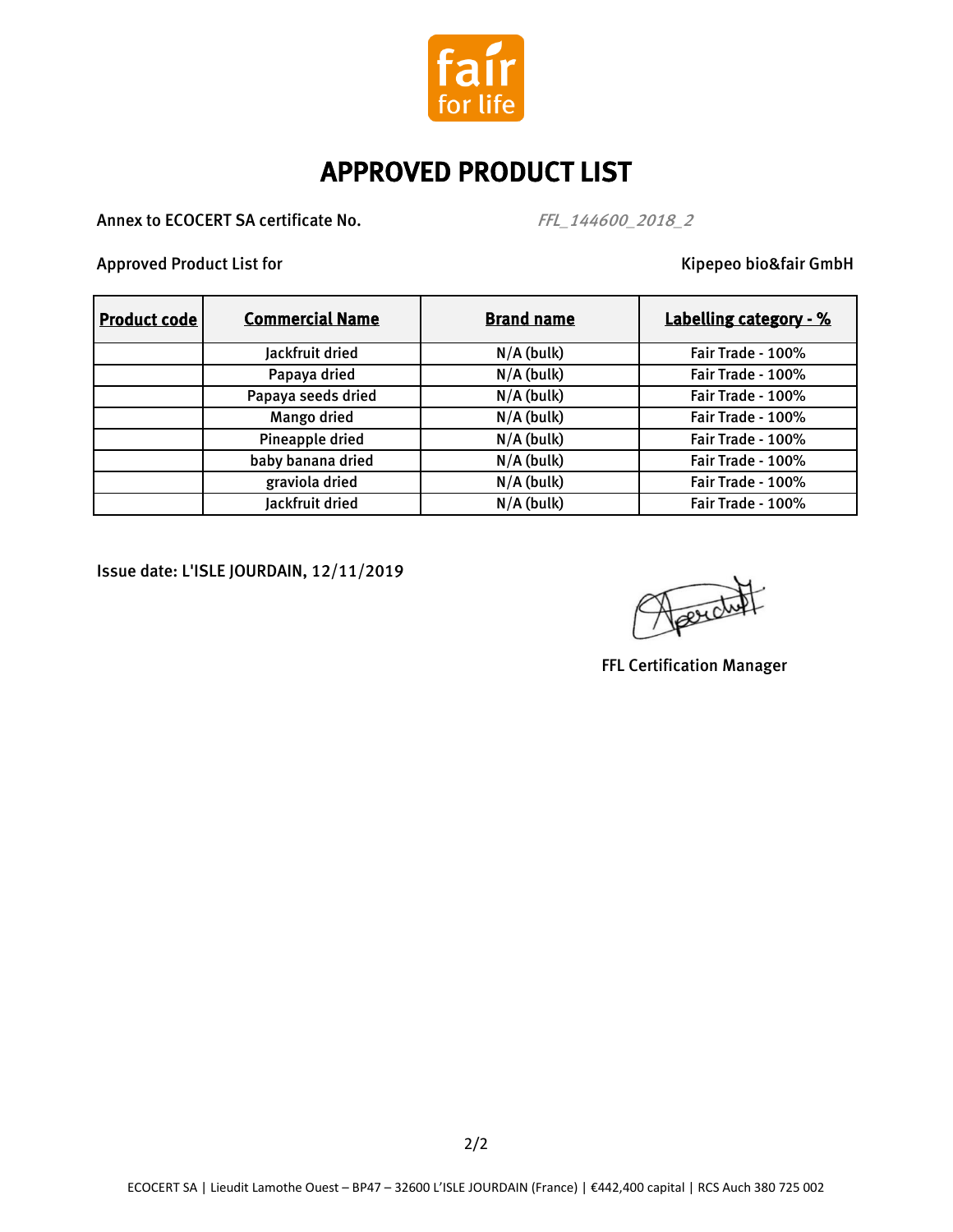fair for life

# APPROVED PRODUCT LIST

Annex to ECOCERT SA certificate No. *FFL_144600_2018_2*

Approved Product List for Kipepeo bio&fair GmbH

| Product code | Commercial Name | Brand name | Labelling category - % |
|---|---|---|---|
| | Jackfruit dried | N/A (bulk) | Fair Trade - 100% |
| | Papaya dried | N/A (bulk) | Fair Trade - 100% |
| | Papaya seeds dried | N/A (bulk) | Fair Trade - 100% |
| | Mango dried | N/A (bulk) | Fair Trade - 100% |
| | Pineapple dried | N/A (bulk) | Fair Trade - 100% |
| | baby banana dried | N/A (bulk) | Fair Trade - 100% |
| | graviola dried | N/A (bulk) | Fair Trade - 100% |
| | Jackfruit dried | N/A (bulk) | Fair Trade - 100% |

Issue date: L'ISLE JOURDAIN, 12/11/2019

FFL Certification Manager

ECOCERT SA | Lieudit Lamothe Ouest – BP47 – 32600 L'ISLE JOURDAIN (France) | €442,400 capital | RCS Auch 380 725 002